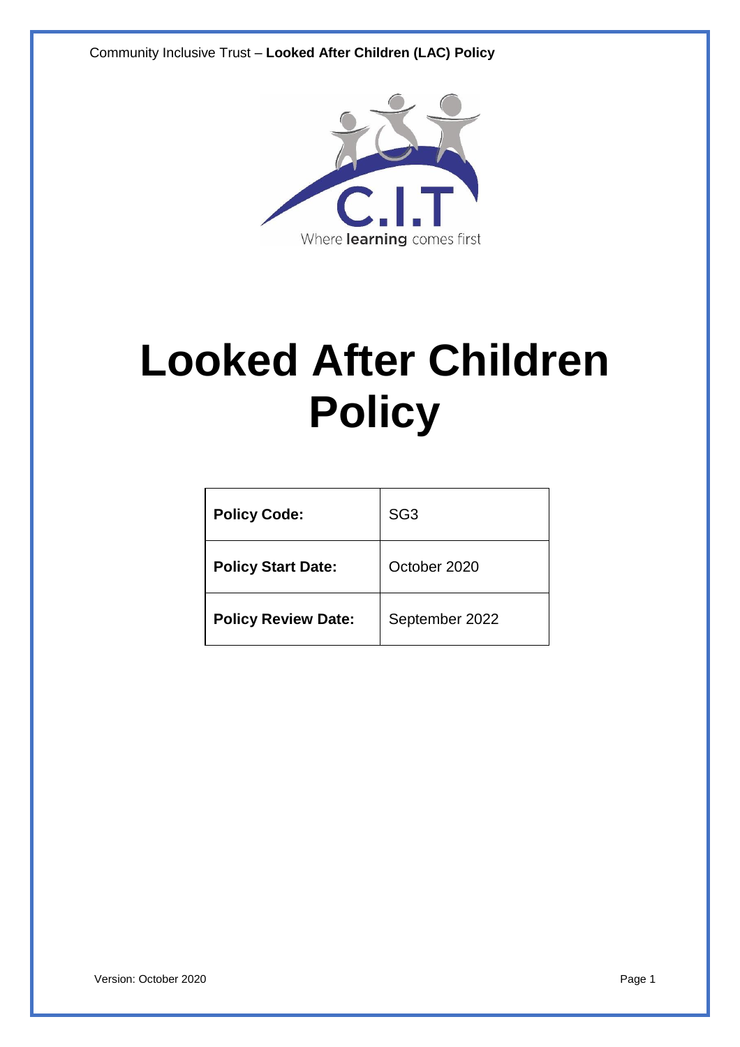# Looked After Children Policy

| Policy Code: | SG3 |
| --- | --- |
| Policy Start Date: | October 2020 |
| Policy Review Date: | September 2022 |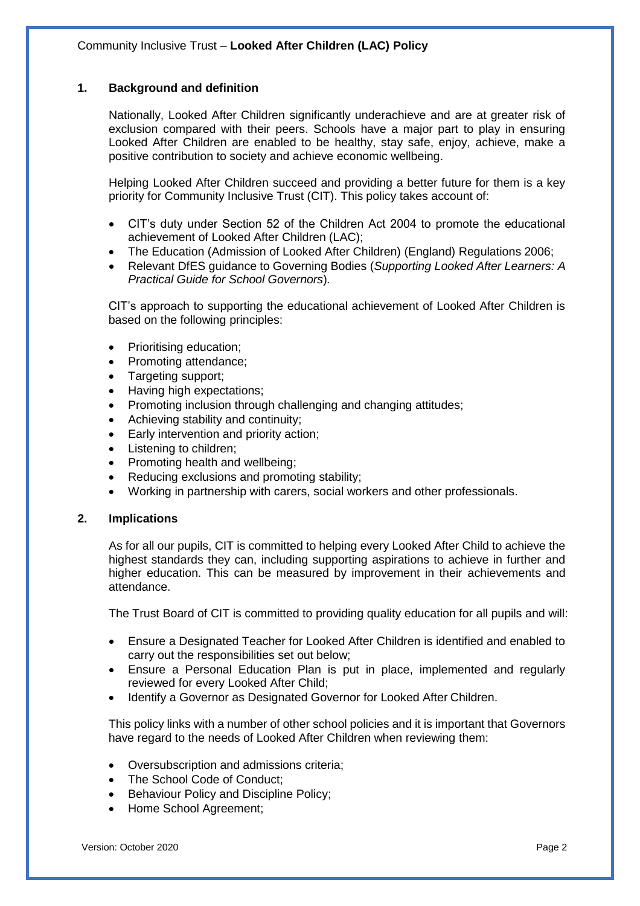## 1. Background and definition

Nationally, Looked After Children significantly underachieve and are at greater risk of exclusion compared with their peers. Schools have a major part to play in ensuring Looked After Children are enabled to be healthy, stay safe, enjoy, achieve, make a positive contribution to society and achieve economic wellbeing.

Helping Looked After Children succeed and providing a better future for them is a key priority for Community Inclusive Trust (CIT). This policy takes account of:

- CIT's duty under Section 52 of the Children Act 2004 to promote the educational achievement of Looked After Children (LAC);
- The Education (Admission of Looked After Children) (England) Regulations 2006;
- Relevant DfES guidance to Governing Bodies (*Supporting Looked After Learners: A Practical Guide for School Governors*).

CIT's approach to supporting the educational achievement of Looked After Children is based on the following principles:

- Prioritising education;
- Promoting attendance;
- Targeting support;
- Having high expectations;
- Promoting inclusion through challenging and changing attitudes;
- Achieving stability and continuity;
- Early intervention and priority action;
- Listening to children;
- Promoting health and wellbeing;
- Reducing exclusions and promoting stability;
- Working in partnership with carers, social workers and other professionals.

## 2. Implications

As for all our pupils, CIT is committed to helping every Looked After Child to achieve the highest standards they can, including supporting aspirations to achieve in further and higher education. This can be measured by improvement in their achievements and attendance.

The Trust Board of CIT is committed to providing quality education for all pupils and will:

- Ensure a Designated Teacher for Looked After Children is identified and enabled to carry out the responsibilities set out below;
- Ensure a Personal Education Plan is put in place, implemented and regularly reviewed for every Looked After Child;
- Identify a Governor as Designated Governor for Looked After Children.

This policy links with a number of other school policies and it is important that Governors have regard to the needs of Looked After Children when reviewing them:

- Oversubscription and admissions criteria;
- The School Code of Conduct;
- Behaviour Policy and Discipline Policy;
- Home School Agreement;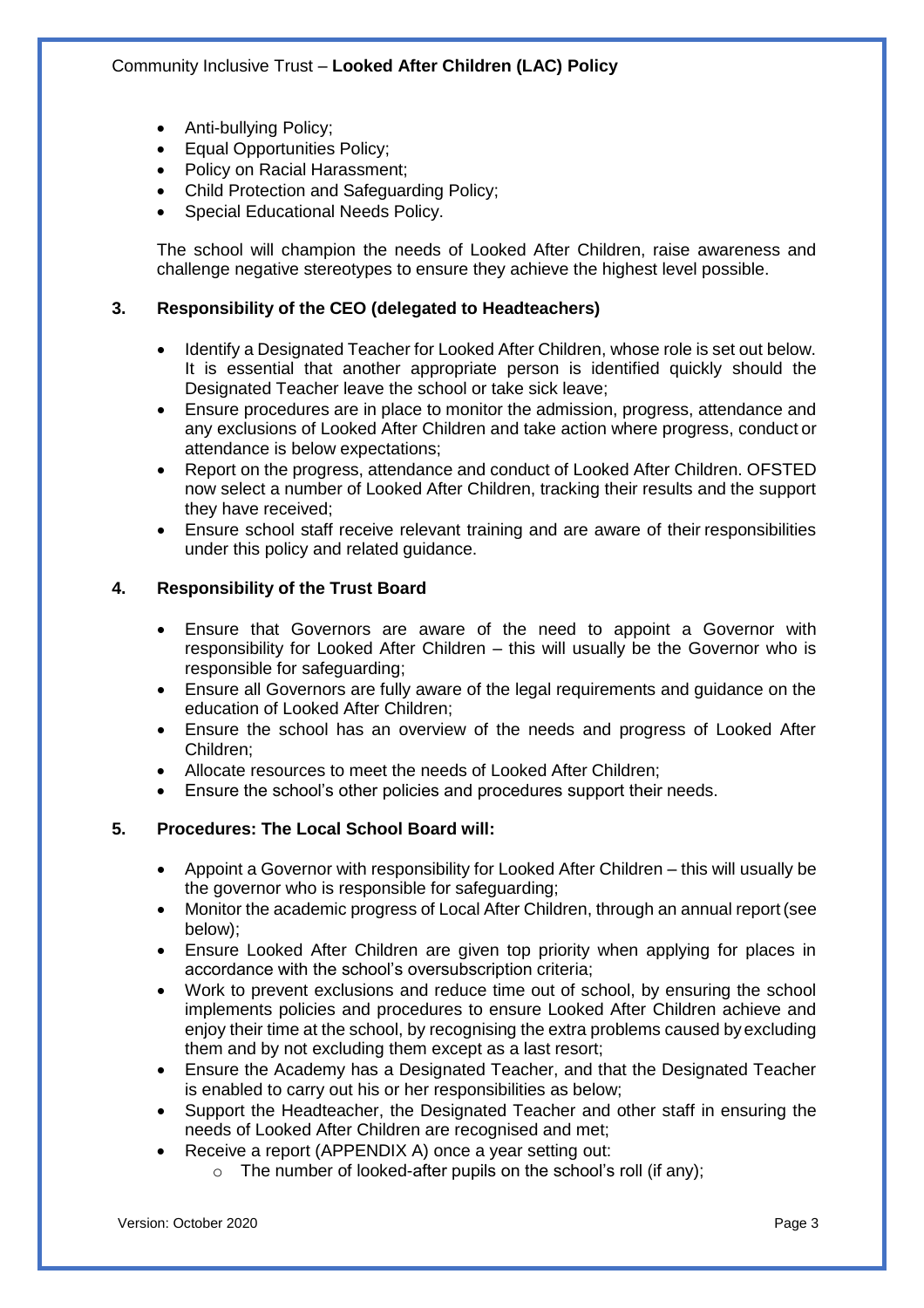- Anti-bullying Policy;
- Equal Opportunities Policy;
- Policy on Racial Harassment;
- Child Protection and Safeguarding Policy;
- Special Educational Needs Policy.

The school will champion the needs of Looked After Children, raise awareness and challenge negative stereotypes to ensure they achieve the highest level possible.

## 3. Responsibility of the CEO (delegated to Headteachers)

- Identify a Designated Teacher for Looked After Children, whose role is set out below. It is essential that another appropriate person is identified quickly should the Designated Teacher leave the school or take sick leave;
- Ensure procedures are in place to monitor the admission, progress, attendance and any exclusions of Looked After Children and take action where progress, conduct or attendance is below expectations;
- Report on the progress, attendance and conduct of Looked After Children. OFSTED now select a number of Looked After Children, tracking their results and the support they have received;
- Ensure school staff receive relevant training and are aware of their responsibilities under this policy and related guidance.

## 4. Responsibility of the Trust Board

- Ensure that Governors are aware of the need to appoint a Governor with responsibility for Looked After Children – this will usually be the Governor who is responsible for safeguarding;
- Ensure all Governors are fully aware of the legal requirements and guidance on the education of Looked After Children;
- Ensure the school has an overview of the needs and progress of Looked After Children;
- Allocate resources to meet the needs of Looked After Children;
- Ensure the school's other policies and procedures support their needs.

## 5. Procedures: The Local School Board will:

- Appoint a Governor with responsibility for Looked After Children – this will usually be the governor who is responsible for safeguarding;
- Monitor the academic progress of Local After Children, through an annual report (see below);
- Ensure Looked After Children are given top priority when applying for places in accordance with the school's oversubscription criteria;
- Work to prevent exclusions and reduce time out of school, by ensuring the school implements policies and procedures to ensure Looked After Children achieve and enjoy their time at the school, by recognising the extra problems caused by excluding them and by not excluding them except as a last resort;
- Ensure the Academy has a Designated Teacher, and that the Designated Teacher is enabled to carry out his or her responsibilities as below;
- Support the Headteacher, the Designated Teacher and other staff in ensuring the needs of Looked After Children are recognised and met;
- Receive a report (APPENDIX A) once a year setting out:
  - The number of looked-after pupils on the school's roll (if any);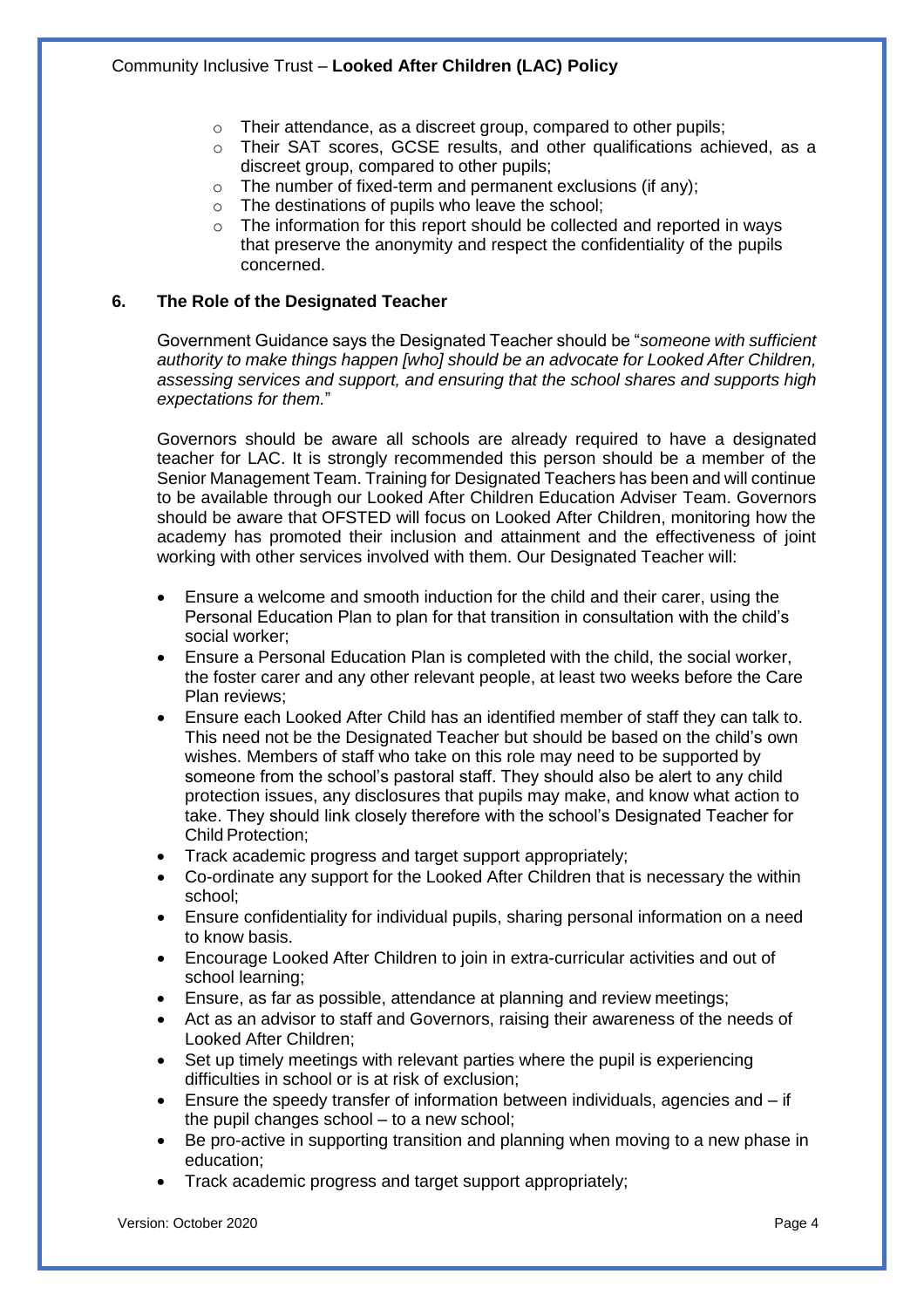- Their attendance, as a discreet group, compared to other pupils;
- Their SAT scores, GCSE results, and other qualifications achieved, as a discreet group, compared to other pupils;
- The number of fixed-term and permanent exclusions (if any);
- The destinations of pupils who leave the school;
- The information for this report should be collected and reported in ways that preserve the anonymity and respect the confidentiality of the pupils concerned.

## 6. The Role of the Designated Teacher

Government Guidance says the Designated Teacher should be "*someone with sufficient authority to make things happen [who] should be an advocate for Looked After Children, assessing services and support, and ensuring that the school shares and supports high expectations for them.*"

Governors should be aware all schools are already required to have a designated teacher for LAC. It is strongly recommended this person should be a member of the Senior Management Team. Training for Designated Teachers has been and will continue to be available through our Looked After Children Education Adviser Team. Governors should be aware that OFSTED will focus on Looked After Children, monitoring how the academy has promoted their inclusion and attainment and the effectiveness of joint working with other services involved with them. Our Designated Teacher will:

- Ensure a welcome and smooth induction for the child and their carer, using the Personal Education Plan to plan for that transition in consultation with the child's social worker;
- Ensure a Personal Education Plan is completed with the child, the social worker, the foster carer and any other relevant people, at least two weeks before the Care Plan reviews;
- Ensure each Looked After Child has an identified member of staff they can talk to. This need not be the Designated Teacher but should be based on the child's own wishes. Members of staff who take on this role may need to be supported by someone from the school's pastoral staff. They should also be alert to any child protection issues, any disclosures that pupils may make, and know what action to take. They should link closely therefore with the school's Designated Teacher for Child Protection;
- Track academic progress and target support appropriately;
- Co-ordinate any support for the Looked After Children that is necessary the within school;
- Ensure confidentiality for individual pupils, sharing personal information on a need to know basis.
- Encourage Looked After Children to join in extra-curricular activities and out of school learning;
- Ensure, as far as possible, attendance at planning and review meetings;
- Act as an advisor to staff and Governors, raising their awareness of the needs of Looked After Children;
- Set up timely meetings with relevant parties where the pupil is experiencing difficulties in school or is at risk of exclusion;
- Ensure the speedy transfer of information between individuals, agencies and – if the pupil changes school – to a new school;
- Be pro-active in supporting transition and planning when moving to a new phase in education;
- Track academic progress and target support appropriately;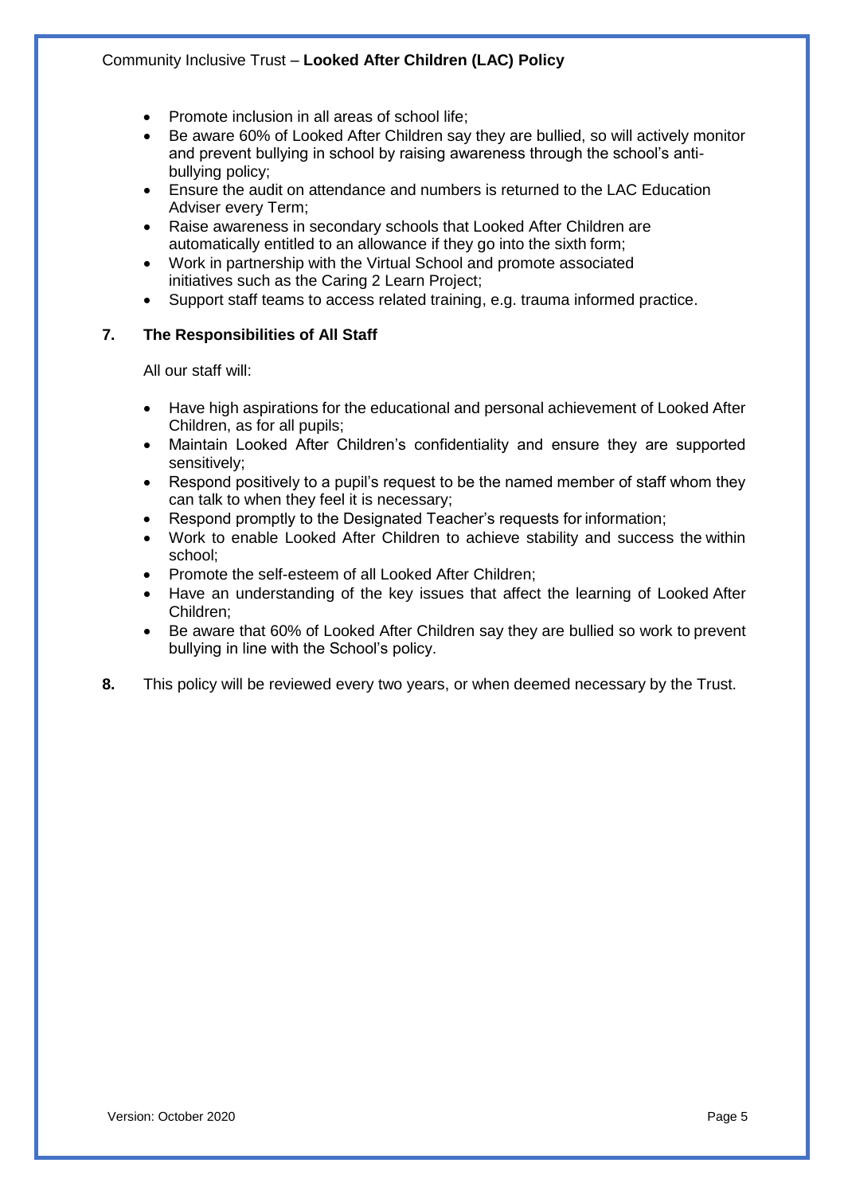- Promote inclusion in all areas of school life;
- Be aware 60% of Looked After Children say they are bullied, so will actively monitor and prevent bullying in school by raising awareness through the school's anti-bullying policy;
- Ensure the audit on attendance and numbers is returned to the LAC Education Adviser every Term;
- Raise awareness in secondary schools that Looked After Children are automatically entitled to an allowance if they go into the sixth form;
- Work in partnership with the Virtual School and promote associated initiatives such as the Caring 2 Learn Project;
- Support staff teams to access related training, e.g. trauma informed practice.

## 7. The Responsibilities of All Staff

All our staff will:

- Have high aspirations for the educational and personal achievement of Looked After Children, as for all pupils;
- Maintain Looked After Children's confidentiality and ensure they are supported sensitively;
- Respond positively to a pupil's request to be the named member of staff whom they can talk to when they feel it is necessary;
- Respond promptly to the Designated Teacher's requests for information;
- Work to enable Looked After Children to achieve stability and success the within school;
- Promote the self-esteem of all Looked After Children;
- Have an understanding of the key issues that affect the learning of Looked After Children;
- Be aware that 60% of Looked After Children say they are bullied so work to prevent bullying in line with the School's policy.

**8.** This policy will be reviewed every two years, or when deemed necessary by the Trust.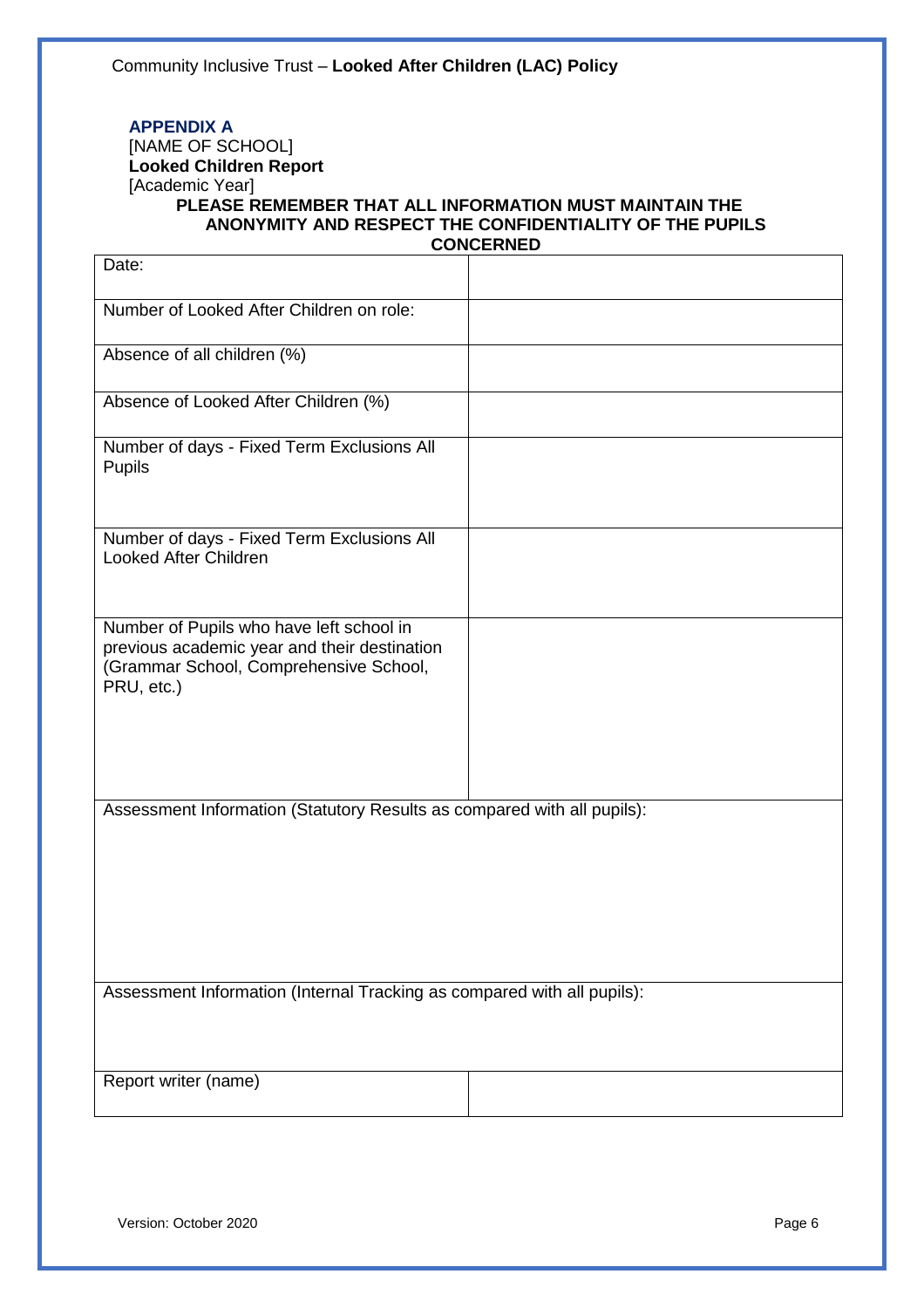## APPENDIX A

[NAME OF SCHOOL]

**Looked Children Report**

[Academic Year]

**PLEASE REMEMBER THAT ALL INFORMATION MUST MAINTAIN THE ANONYMITY AND RESPECT THE CONFIDENTIALITY OF THE PUPILS CONCERNED**

| Date: | |
|---|---|
| Number of Looked After Children on role: | |
| Absence of all children (%) | |
| Absence of Looked After Children (%) | |
| Number of days - Fixed Term Exclusions All Pupils | |
| Number of days - Fixed Term Exclusions All Looked After Children | |
| Number of Pupils who have left school in previous academic year and their destination (Grammar School, Comprehensive School, PRU, etc.) | |
| Assessment Information (Statutory Results as compared with all pupils): | |
| Assessment Information (Internal Tracking as compared with all pupils): | |
| Report writer (name) | |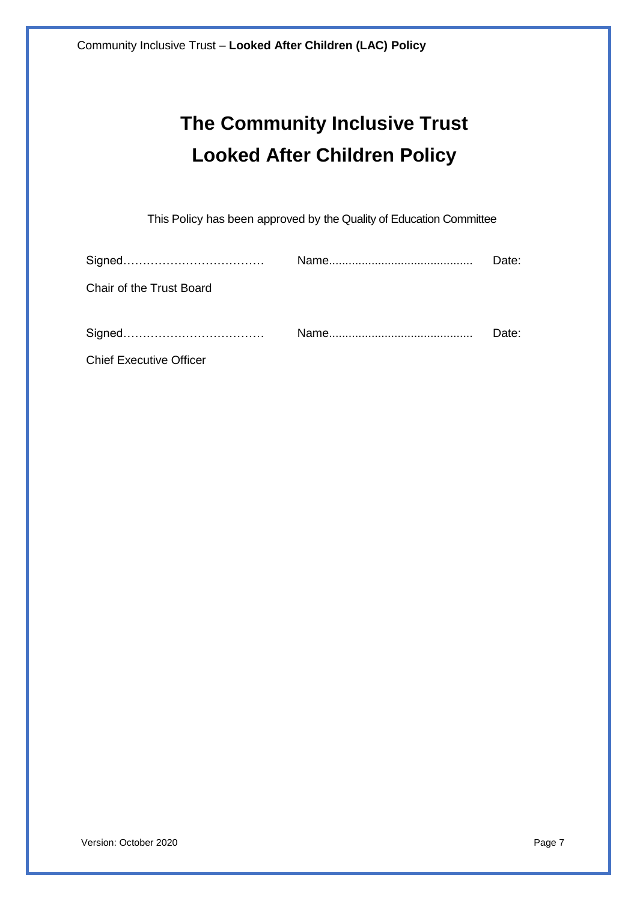# The Community Inclusive Trust
# Looked After Children Policy

This Policy has been approved by the Quality of Education Committee

Signed……………………………… Name........................................... Date:

Chair of the Trust Board

Signed……………………………… Name........................................... Date:

Chief Executive Officer